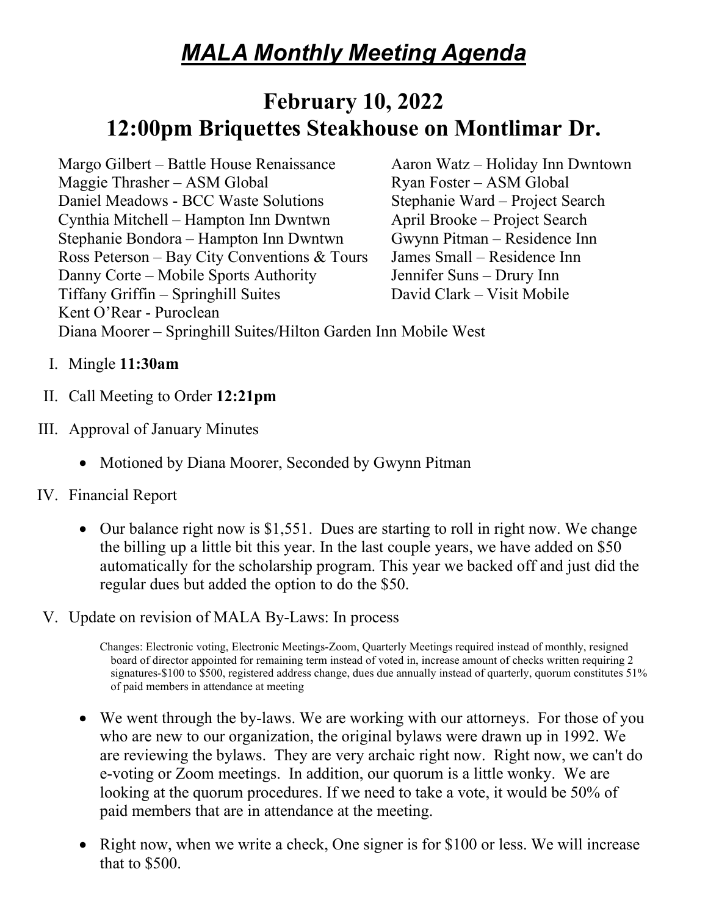# ***MALA Monthly Meeting Agenda***

## February 10, 2022
## 12:00pm Briquettes Steakhouse on Montlimar Dr.

Margo Gilbert – Battle House Renaissance
Maggie Thrasher – ASM Global
Daniel Meadows - BCC Waste Solutions
Cynthia Mitchell – Hampton Inn Dwntwn
Stephanie Bondora – Hampton Inn Dwntwn
Ross Peterson – Bay City Conventions & Tours
Danny Corte – Mobile Sports Authority
Tiffany Griffin – Springhill Suites
Kent O'Rear - Puroclean
Diana Moorer – Springhill Suites/Hilton Garden Inn Mobile West
Aaron Watz – Holiday Inn Dwntown
Ryan Foster – ASM Global
Stephanie Ward – Project Search
April Brooke – Project Search
Gwynn Pitman – Residence Inn
James Small – Residence Inn
Jennifer Suns – Drury Inn
David Clark – Visit Mobile

I. Mingle **11:30am**

II. Call Meeting to Order **12:21pm**

III. Approval of January Minutes

- Motioned by Diana Moorer, Seconded by Gwynn Pitman

IV. Financial Report

- Our balance right now is $1,551. Dues are starting to roll in right now. We change the billing up a little bit this year. In the last couple years, we have added on $50 automatically for the scholarship program. This year we backed off and just did the regular dues but added the option to do the $50.

V. Update on revision of MALA By-Laws: In process

Changes: Electronic voting, Electronic Meetings-Zoom, Quarterly Meetings required instead of monthly, resigned board of director appointed for remaining term instead of voted in, increase amount of checks written requiring 2 signatures-$100 to $500, registered address change, dues due annually instead of quarterly, quorum constitutes 51% of paid members in attendance at meeting

- We went through the by-laws. We are working with our attorneys. For those of you who are new to our organization, the original bylaws were drawn up in 1992. We are reviewing the bylaws. They are very archaic right now. Right now, we can't do e-voting or Zoom meetings. In addition, our quorum is a little wonky. We are looking at the quorum procedures. If we need to take a vote, it would be 50% of paid members that are in attendance at the meeting.

- Right now, when we write a check, One signer is for $100 or less. We will increase that to $500.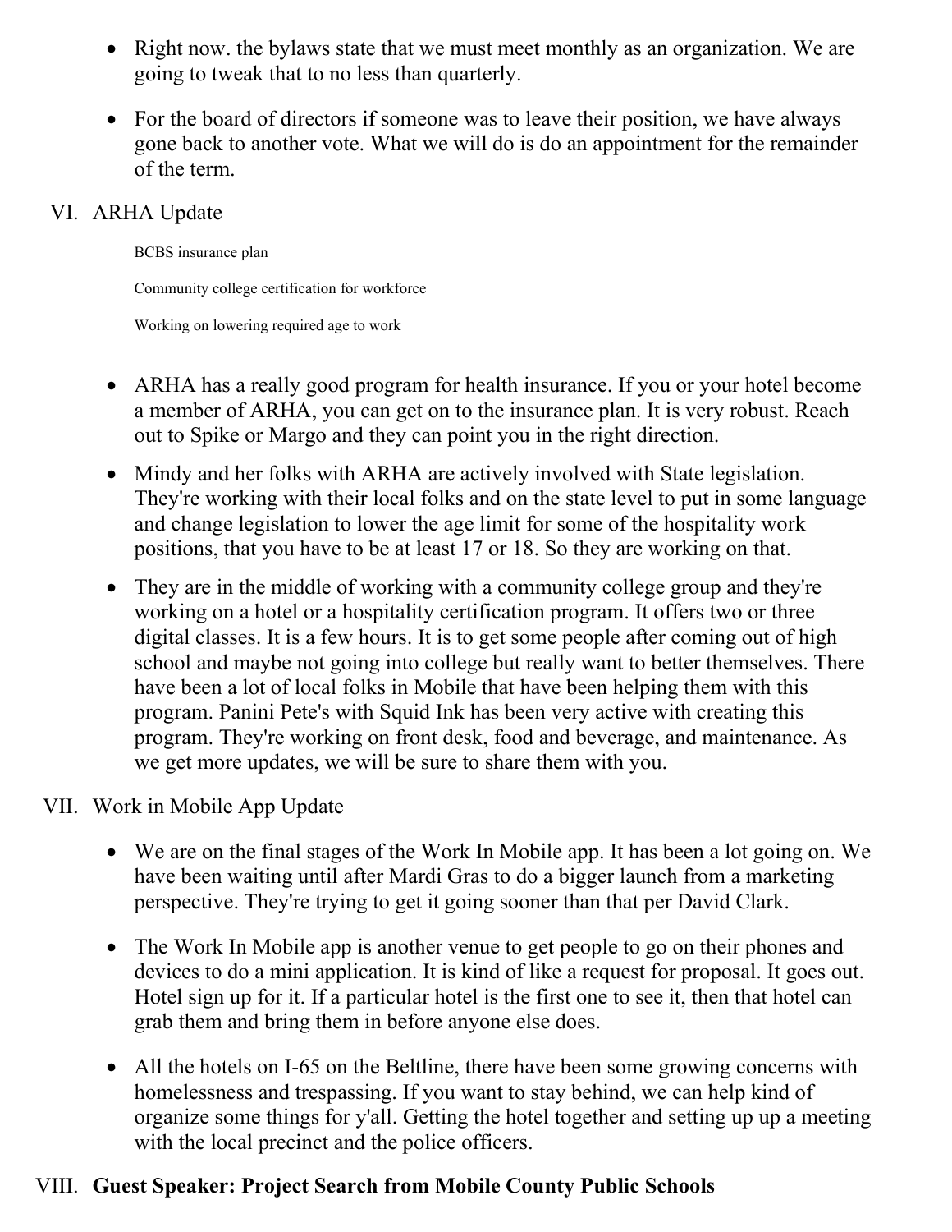- Right now. the bylaws state that we must meet monthly as an organization. We are going to tweak that to no less than quarterly.
- For the board of directors if someone was to leave their position, we have always gone back to another vote. What we will do is do an appointment for the remainder of the term.

VI. ARHA Update

BCBS insurance plan

Community college certification for workforce

Working on lowering required age to work

- ARHA has a really good program for health insurance. If you or your hotel become a member of ARHA, you can get on to the insurance plan. It is very robust. Reach out to Spike or Margo and they can point you in the right direction.
- Mindy and her folks with ARHA are actively involved with State legislation. They're working with their local folks and on the state level to put in some language and change legislation to lower the age limit for some of the hospitality work positions, that you have to be at least 17 or 18. So they are working on that.
- They are in the middle of working with a community college group and they're working on a hotel or a hospitality certification program. It offers two or three digital classes. It is a few hours. It is to get some people after coming out of high school and maybe not going into college but really want to better themselves. There have been a lot of local folks in Mobile that have been helping them with this program. Panini Pete's with Squid Ink has been very active with creating this program. They're working on front desk, food and beverage, and maintenance. As we get more updates, we will be sure to share them with you.

VII. Work in Mobile App Update

- We are on the final stages of the Work In Mobile app. It has been a lot going on. We have been waiting until after Mardi Gras to do a bigger launch from a marketing perspective. They're trying to get it going sooner than that per David Clark.
- The Work In Mobile app is another venue to get people to go on their phones and devices to do a mini application. It is kind of like a request for proposal. It goes out. Hotel sign up for it. If a particular hotel is the first one to see it, then that hotel can grab them and bring them in before anyone else does.
- All the hotels on I-65 on the Beltline, there have been some growing concerns with homelessness and trespassing. If you want to stay behind, we can help kind of organize some things for y'all. Getting the hotel together and setting up up a meeting with the local precinct and the police officers.

VIII. **Guest Speaker: Project Search from Mobile County Public Schools**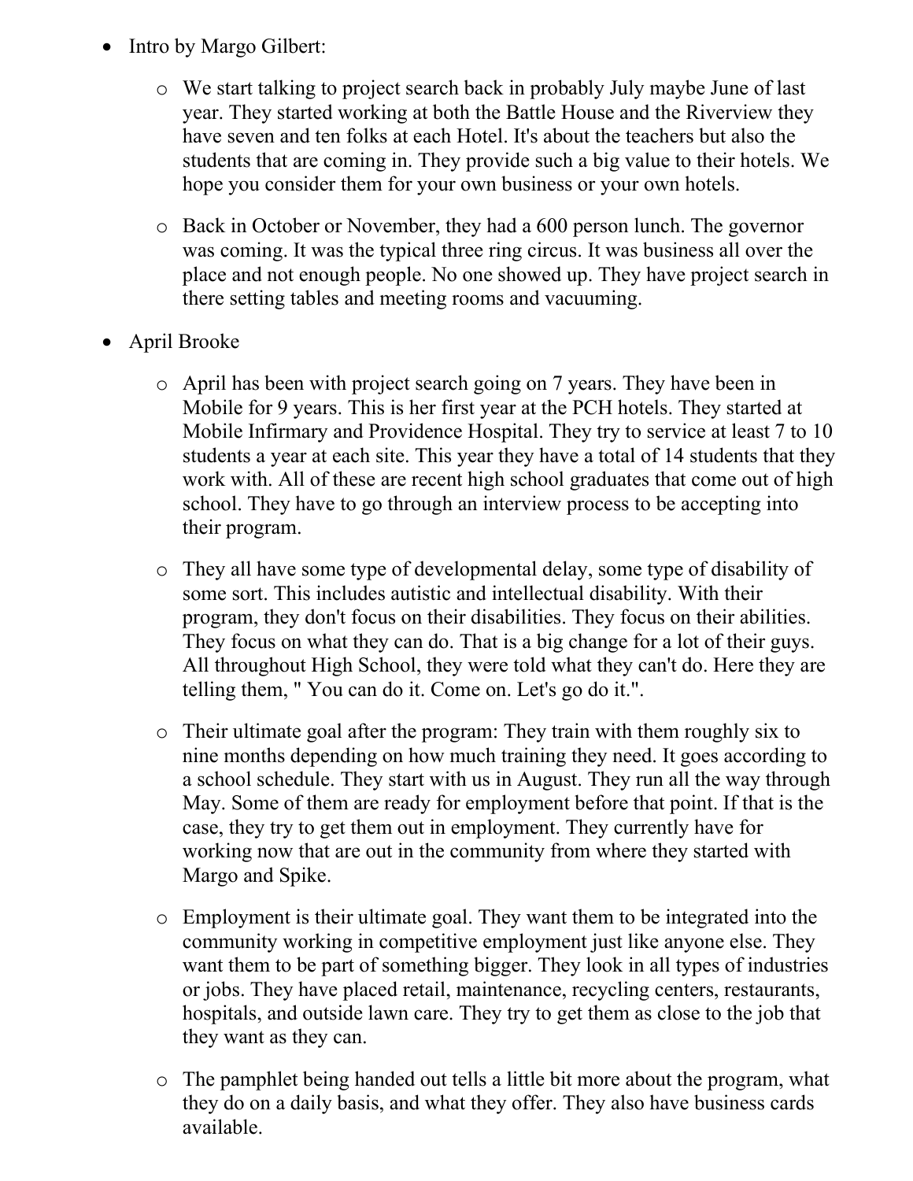- Intro by Margo Gilbert:
    - We start talking to project search back in probably July maybe June of last year. They started working at both the Battle House and the Riverview they have seven and ten folks at each Hotel. It's about the teachers but also the students that are coming in. They provide such a big value to their hotels. We hope you consider them for your own business or your own hotels.
    - Back in October or November, they had a 600 person lunch. The governor was coming. It was the typical three ring circus. It was business all over the place and not enough people. No one showed up. They have project search in there setting tables and meeting rooms and vacuuming.
- April Brooke
    - April has been with project search going on 7 years. They have been in Mobile for 9 years. This is her first year at the PCH hotels. They started at Mobile Infirmary and Providence Hospital. They try to service at least 7 to 10 students a year at each site. This year they have a total of 14 students that they work with. All of these are recent high school graduates that come out of high school. They have to go through an interview process to be accepting into their program.
    - They all have some type of developmental delay, some type of disability of some sort. This includes autistic and intellectual disability. With their program, they don't focus on their disabilities. They focus on their abilities. They focus on what they can do. That is a big change for a lot of their guys. All throughout High School, they were told what they can't do. Here they are telling them, " You can do it. Come on. Let's go do it.".
    - Their ultimate goal after the program: They train with them roughly six to nine months depending on how much training they need. It goes according to a school schedule. They start with us in August. They run all the way through May. Some of them are ready for employment before that point. If that is the case, they try to get them out in employment. They currently have for working now that are out in the community from where they started with Margo and Spike.
    - Employment is their ultimate goal. They want them to be integrated into the community working in competitive employment just like anyone else. They want them to be part of something bigger. They look in all types of industries or jobs. They have placed retail, maintenance, recycling centers, restaurants, hospitals, and outside lawn care. They try to get them as close to the job that they want as they can.
    - The pamphlet being handed out tells a little bit more about the program, what they do on a daily basis, and what they offer. They also have business cards available.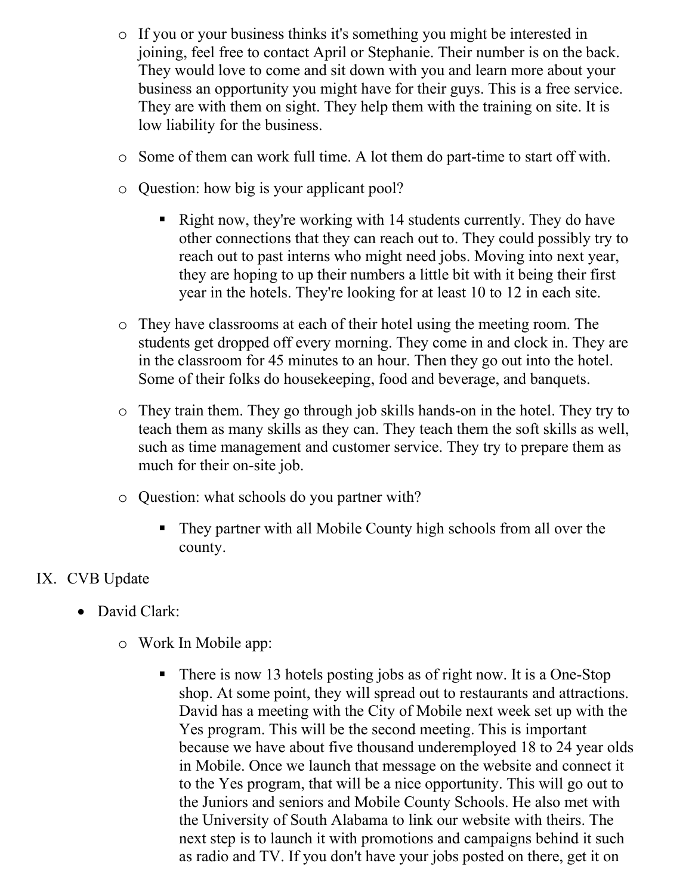- If you or your business thinks it's something you might be interested in joining, feel free to contact April or Stephanie. Their number is on the back. They would love to come and sit down with you and learn more about your business an opportunity you might have for their guys. This is a free service. They are with them on sight. They help them with the training on site. It is low liability for the business.
- Some of them can work full time. A lot them do part-time to start off with.
- Question: how big is your applicant pool?
  - Right now, they're working with 14 students currently. They do have other connections that they can reach out to. They could possibly try to reach out to past interns who might need jobs. Moving into next year, they are hoping to up their numbers a little bit with it being their first year in the hotels. They're looking for at least 10 to 12 in each site.
- They have classrooms at each of their hotel using the meeting room. The students get dropped off every morning. They come in and clock in. They are in the classroom for 45 minutes to an hour. Then they go out into the hotel. Some of their folks do housekeeping, food and beverage, and banquets.
- They train them. They go through job skills hands-on in the hotel. They try to teach them as many skills as they can. They teach them the soft skills as well, such as time management and customer service. They try to prepare them as much for their on-site job.
- Question: what schools do you partner with?
  - They partner with all Mobile County high schools from all over the county.

IX. CVB Update

- David Clark:
  - Work In Mobile app:
    - There is now 13 hotels posting jobs as of right now. It is a One-Stop shop. At some point, they will spread out to restaurants and attractions. David has a meeting with the City of Mobile next week set up with the Yes program. This will be the second meeting. This is important because we have about five thousand underemployed 18 to 24 year olds in Mobile. Once we launch that message on the website and connect it to the Yes program, that will be a nice opportunity. This will go out to the Juniors and seniors and Mobile County Schools. He also met with the University of South Alabama to link our website with theirs. The next step is to launch it with promotions and campaigns behind it such as radio and TV. If you don't have your jobs posted on there, get it on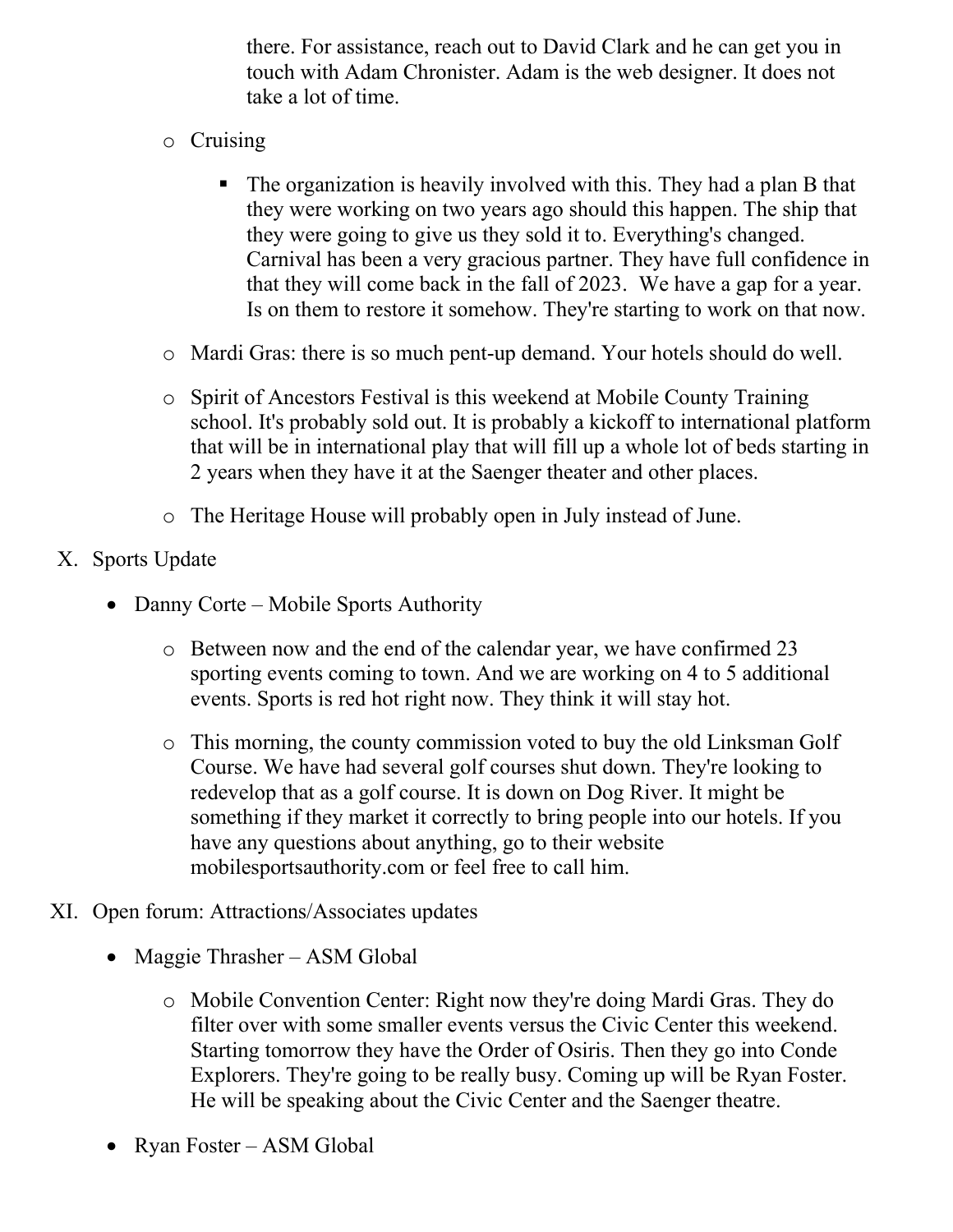there. For assistance, reach out to David Clark and he can get you in touch with Adam Chronister. Adam is the web designer. It does not take a lot of time.

- Cruising
  - The organization is heavily involved with this. They had a plan B that they were working on two years ago should this happen. The ship that they were going to give us they sold it to. Everything's changed. Carnival has been a very gracious partner. They have full confidence in that they will come back in the fall of 2023. We have a gap for a year. Is on them to restore it somehow. They're starting to work on that now.
- Mardi Gras: there is so much pent-up demand. Your hotels should do well.
- Spirit of Ancestors Festival is this weekend at Mobile County Training school. It's probably sold out. It is probably a kickoff to international platform that will be in international play that will fill up a whole lot of beds starting in 2 years when they have it at the Saenger theater and other places.
- The Heritage House will probably open in July instead of June.

X. Sports Update

- Danny Corte – Mobile Sports Authority
  - Between now and the end of the calendar year, we have confirmed 23 sporting events coming to town. And we are working on 4 to 5 additional events. Sports is red hot right now. They think it will stay hot.
  - This morning, the county commission voted to buy the old Linksman Golf Course. We have had several golf courses shut down. They're looking to redevelop that as a golf course. It is down on Dog River. It might be something if they market it correctly to bring people into our hotels. If you have any questions about anything, go to their website mobilesportsauthority.com or feel free to call him.

XI. Open forum: Attractions/Associates updates

- Maggie Thrasher – ASM Global
  - Mobile Convention Center: Right now they're doing Mardi Gras. They do filter over with some smaller events versus the Civic Center this weekend. Starting tomorrow they have the Order of Osiris. Then they go into Conde Explorers. They're going to be really busy. Coming up will be Ryan Foster. He will be speaking about the Civic Center and the Saenger theatre.
- Ryan Foster – ASM Global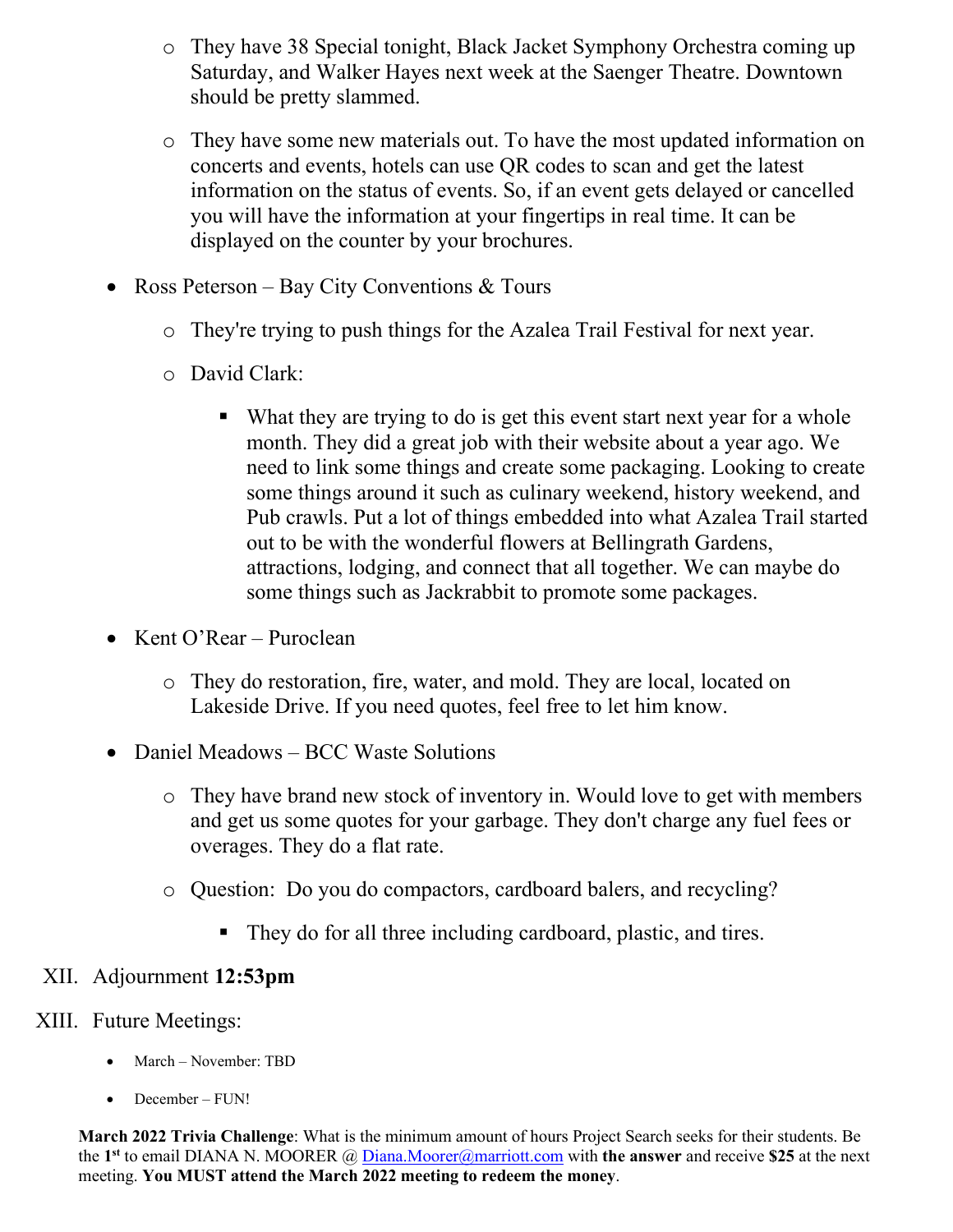- They have 38 Special tonight, Black Jacket Symphony Orchestra coming up Saturday, and Walker Hayes next week at the Saenger Theatre. Downtown should be pretty slammed.
    - They have some new materials out. To have the most updated information on concerts and events, hotels can use QR codes to scan and get the latest information on the status of events. So, if an event gets delayed or cancelled you will have the information at your fingertips in real time. It can be displayed on the counter by your brochures.

- Ross Peterson – Bay City Conventions & Tours
    - They're trying to push things for the Azalea Trail Festival for next year.
    - David Clark:
        - What they are trying to do is get this event start next year for a whole month. They did a great job with their website about a year ago. We need to link some things and create some packaging. Looking to create some things around it such as culinary weekend, history weekend, and Pub crawls. Put a lot of things embedded into what Azalea Trail started out to be with the wonderful flowers at Bellingrath Gardens, attractions, lodging, and connect that all together. We can maybe do some things such as Jackrabbit to promote some packages.
- Kent O'Rear – Puroclean
    - They do restoration, fire, water, and mold. They are local, located on Lakeside Drive. If you need quotes, feel free to let him know.
- Daniel Meadows – BCC Waste Solutions
    - They have brand new stock of inventory in. Would love to get with members and get us some quotes for your garbage. They don't charge any fuel fees or overages. They do a flat rate.
    - Question: Do you do compactors, cardboard balers, and recycling?
        - They do for all three including cardboard, plastic, and tires.

XII. Adjournment **12:53pm**

XIII. Future Meetings:

- March – November: TBD
- December – FUN!

**March 2022 Trivia Challenge**: What is the minimum amount of hours Project Search seeks for their students. Be the **1st** to email DIANA N. MOORER @ Diana.Moorer@marriott.com with **the answer** and receive **$25** at the next meeting. **You MUST attend the March 2022 meeting to redeem the money**.